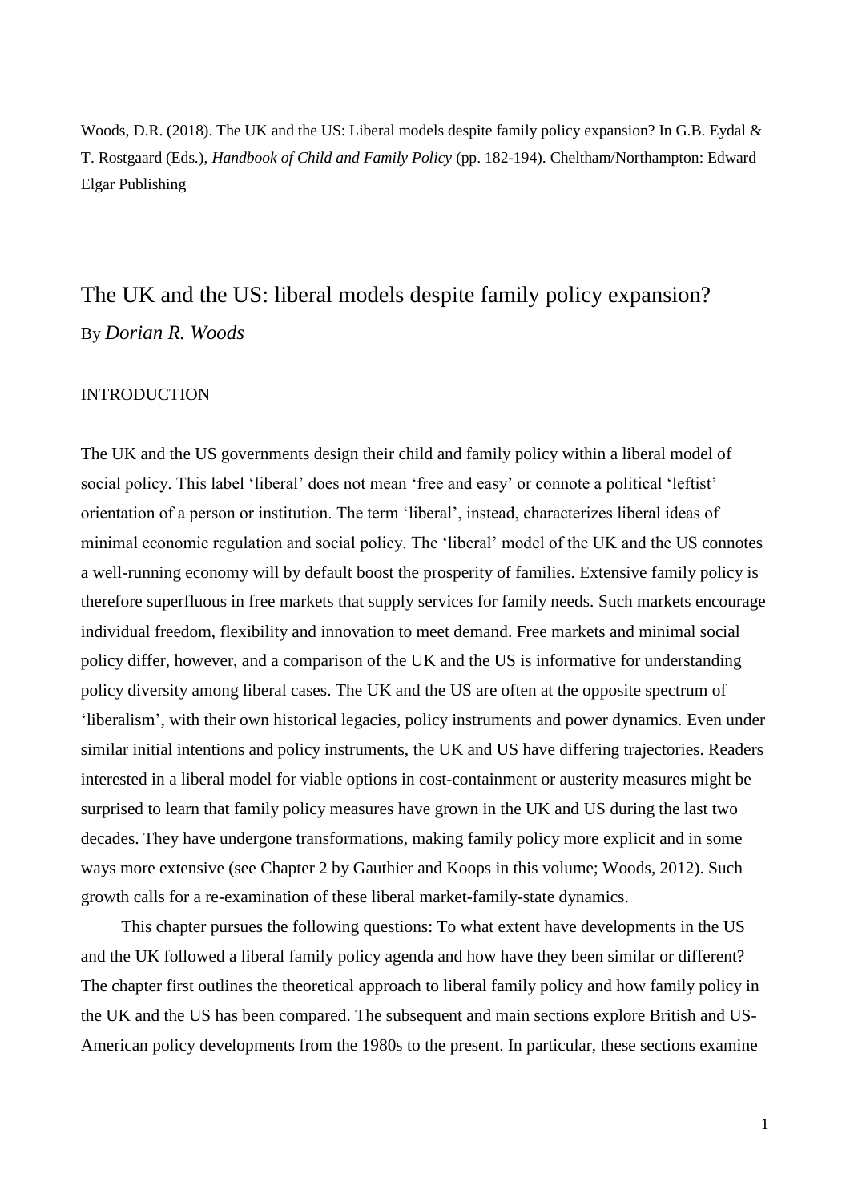Woods, D.R. (2018). The UK and the US: Liberal models despite family policy expansion? In G.B. Eydal & T. Rostgaard (Eds.), *Handbook of Child and Family Policy* (pp. 182-194). Cheltham/Northampton: Edward Elgar Publishing

# The UK and the US: liberal models despite family policy expansion?

By *Dorian R. Woods*

## INTRODUCTION

The UK and the US governments design their child and family policy within a liberal model of social policy. This label 'liberal' does not mean 'free and easy' or connote a political 'leftist' orientation of a person or institution. The term 'liberal', instead, characterizes liberal ideas of minimal economic regulation and social policy. The 'liberal' model of the UK and the US connotes a well-running economy will by default boost the prosperity of families. Extensive family policy is therefore superfluous in free markets that supply services for family needs. Such markets encourage individual freedom, flexibility and innovation to meet demand. Free markets and minimal social policy differ, however, and a comparison of the UK and the US is informative for understanding policy diversity among liberal cases. The UK and the US are often at the opposite spectrum of 'liberalism', with their own historical legacies, policy instruments and power dynamics. Even under similar initial intentions and policy instruments, the UK and US have differing trajectories. Readers interested in a liberal model for viable options in cost-containment or austerity measures might be surprised to learn that family policy measures have grown in the UK and US during the last two decades. They have undergone transformations, making family policy more explicit and in some ways more extensive (see Chapter 2 by Gauthier and Koops in this volume; Woods, 2012). Such growth calls for a re-examination of these liberal market-family-state dynamics.

This chapter pursues the following questions: To what extent have developments in the US and the UK followed a liberal family policy agenda and how have they been similar or different? The chapter first outlines the theoretical approach to liberal family policy and how family policy in the UK and the US has been compared. The subsequent and main sections explore British and US-American policy developments from the 1980s to the present. In particular, these sections examine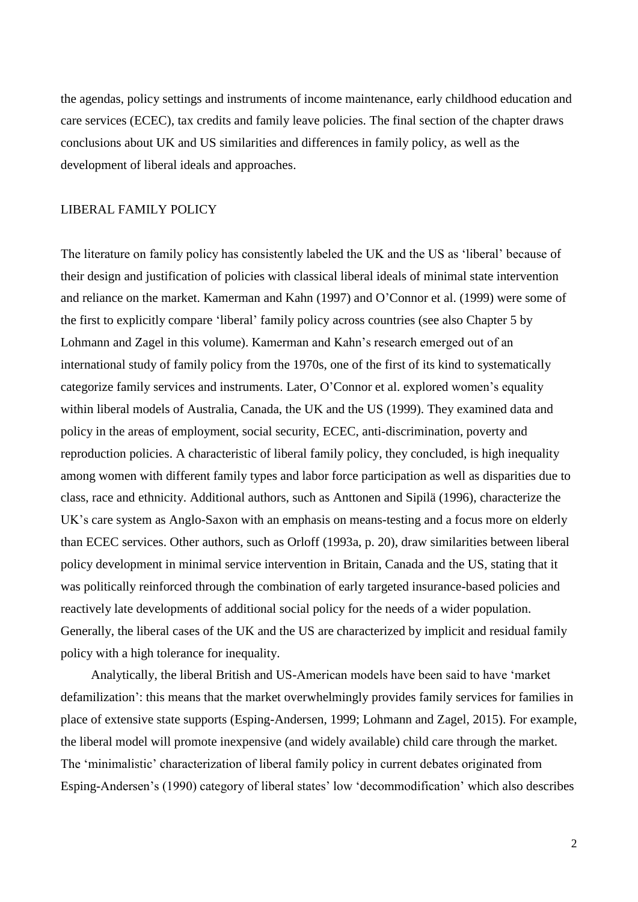the agendas, policy settings and instruments of income maintenance, early childhood education and care services (ECEC), tax credits and family leave policies. The final section of the chapter draws conclusions about UK and US similarities and differences in family policy, as well as the development of liberal ideals and approaches.

## LIBERAL FAMILY POLICY

The literature on family policy has consistently labeled the UK and the US as 'liberal' because of their design and justification of policies with classical liberal ideals of minimal state intervention and reliance on the market. Kamerman and Kahn (1997) and O'Connor et al. (1999) were some of the first to explicitly compare 'liberal' family policy across countries (see also Chapter 5 by Lohmann and Zagel in this volume). Kamerman and Kahn's research emerged out of an international study of family policy from the 1970s, one of the first of its kind to systematically categorize family services and instruments. Later, O'Connor et al. explored women's equality within liberal models of Australia, Canada, the UK and the US (1999). They examined data and policy in the areas of employment, social security, ECEC, anti-discrimination, poverty and reproduction policies. A characteristic of liberal family policy, they concluded, is high inequality among women with different family types and labor force participation as well as disparities due to class, race and ethnicity. Additional authors, such as Anttonen and Sipilä (1996), characterize the UK's care system as Anglo-Saxon with an emphasis on means-testing and a focus more on elderly than ECEC services. Other authors, such as Orloff (1993a, p. 20), draw similarities between liberal policy development in minimal service intervention in Britain, Canada and the US, stating that it was politically reinforced through the combination of early targeted insurance-based policies and reactively late developments of additional social policy for the needs of a wider population. Generally, the liberal cases of the UK and the US are characterized by implicit and residual family policy with a high tolerance for inequality.

Analytically, the liberal British and US-American models have been said to have 'market defamilization': this means that the market overwhelmingly provides family services for families in place of extensive state supports (Esping-Andersen, 1999; Lohmann and Zagel, 2015). For example, the liberal model will promote inexpensive (and widely available) child care through the market. The 'minimalistic' characterization of liberal family policy in current debates originated from Esping-Andersen's (1990) category of liberal states' low 'decommodification' which also describes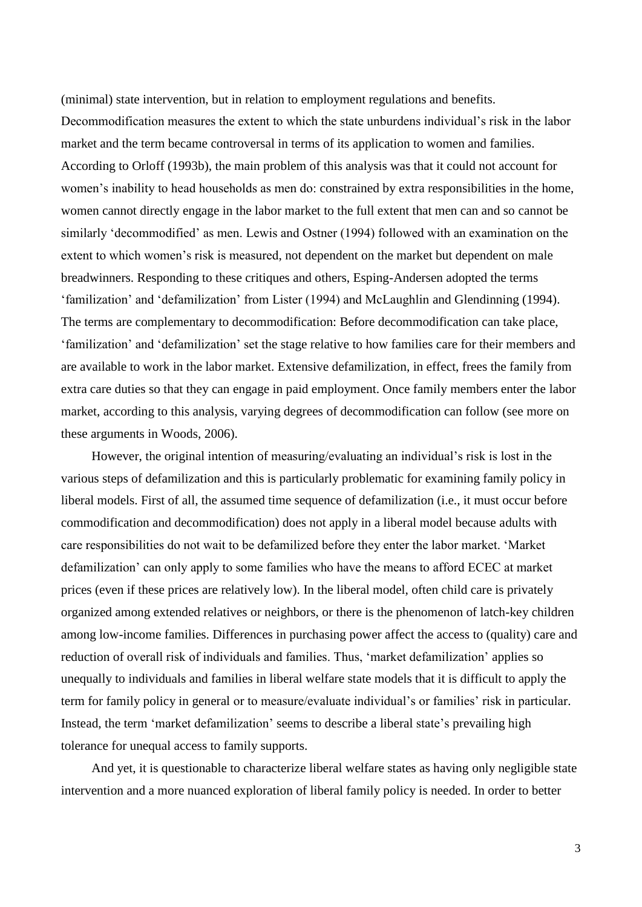(minimal) state intervention, but in relation to employment regulations and benefits. Decommodification measures the extent to which the state unburdens individual's risk in the labor market and the term became controversal in terms of its application to women and families. According to Orloff (1993b), the main problem of this analysis was that it could not account for women's inability to head households as men do: constrained by extra responsibilities in the home, women cannot directly engage in the labor market to the full extent that men can and so cannot be similarly 'decommodified' as men. Lewis and Ostner (1994) followed with an examination on the extent to which women's risk is measured, not dependent on the market but dependent on male breadwinners. Responding to these critiques and others, Esping-Andersen adopted the terms 'familization' and 'defamilization' from Lister (1994) and McLaughlin and Glendinning (1994). The terms are complementary to decommodification: Before decommodification can take place, 'familization' and 'defamilization' set the stage relative to how families care for their members and are available to work in the labor market. Extensive defamilization, in effect, frees the family from extra care duties so that they can engage in paid employment. Once family members enter the labor market, according to this analysis, varying degrees of decommodification can follow (see more on these arguments in Woods, 2006).

However, the original intention of measuring/evaluating an individual's risk is lost in the various steps of defamilization and this is particularly problematic for examining family policy in liberal models. First of all, the assumed time sequence of defamilization (i.e., it must occur before commodification and decommodification) does not apply in a liberal model because adults with care responsibilities do not wait to be defamilized before they enter the labor market. 'Market defamilization' can only apply to some families who have the means to afford ECEC at market prices (even if these prices are relatively low). In the liberal model, often child care is privately organized among extended relatives or neighbors, or there is the phenomenon of latch-key children among low-income families. Differences in purchasing power affect the access to (quality) care and reduction of overall risk of individuals and families. Thus, 'market defamilization' applies so unequally to individuals and families in liberal welfare state models that it is difficult to apply the term for family policy in general or to measure/evaluate individual's or families' risk in particular. Instead, the term 'market defamilization' seems to describe a liberal state's prevailing high tolerance for unequal access to family supports.

And yet, it is questionable to characterize liberal welfare states as having only negligible state intervention and a more nuanced exploration of liberal family policy is needed. In order to better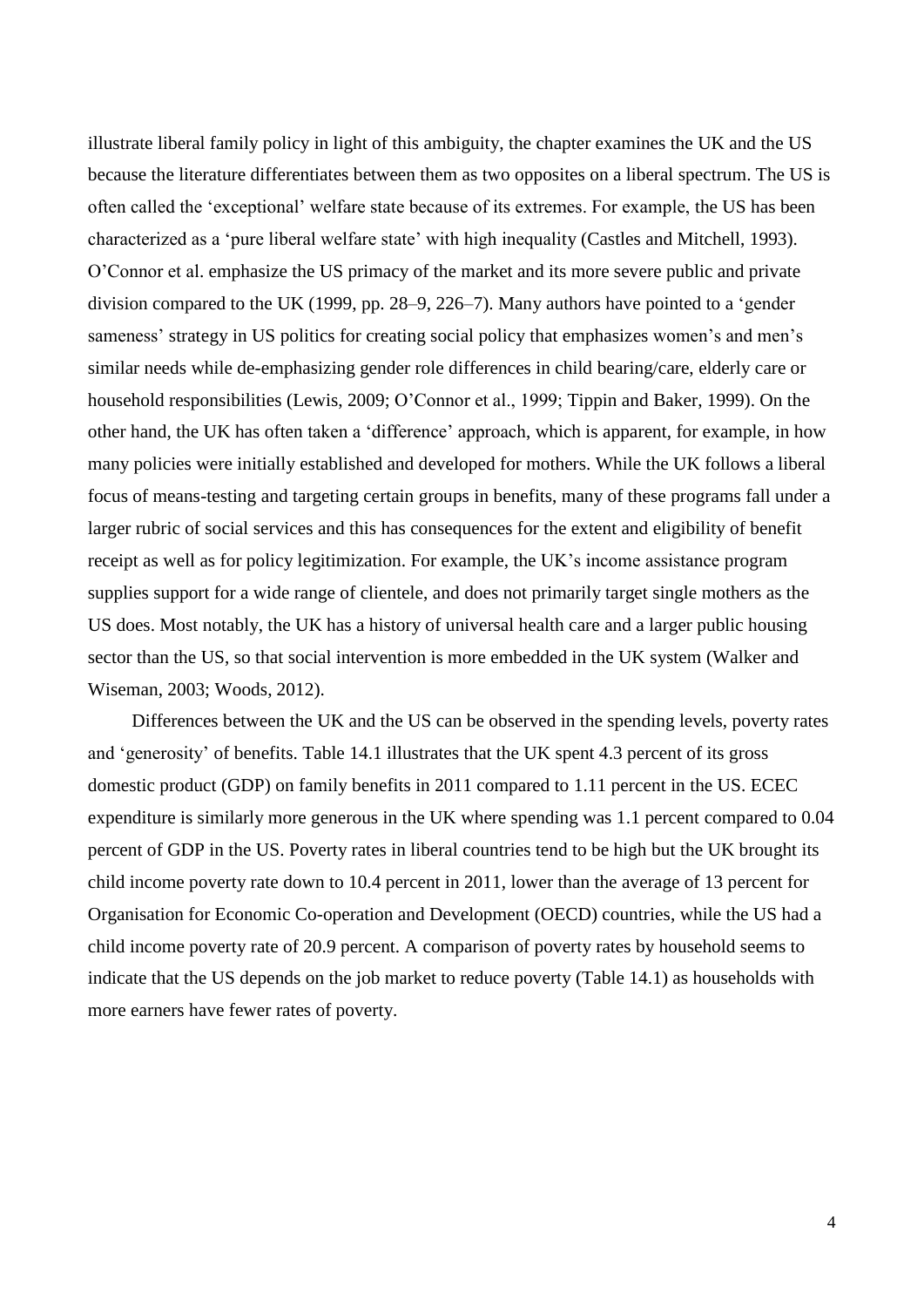illustrate liberal family policy in light of this ambiguity, the chapter examines the UK and the US because the literature differentiates between them as two opposites on a liberal spectrum. The US is often called the 'exceptional' welfare state because of its extremes. For example, the US has been characterized as a 'pure liberal welfare state' with high inequality (Castles and Mitchell, 1993). O'Connor et al. emphasize the US primacy of the market and its more severe public and private division compared to the UK (1999, pp. 28–9, 226–7). Many authors have pointed to a 'gender sameness' strategy in US politics for creating social policy that emphasizes women's and men's similar needs while de-emphasizing gender role differences in child bearing/care, elderly care or household responsibilities (Lewis, 2009; O'Connor et al., 1999; Tippin and Baker, 1999). On the other hand, the UK has often taken a 'difference' approach, which is apparent, for example, in how many policies were initially established and developed for mothers. While the UK follows a liberal focus of means-testing and targeting certain groups in benefits, many of these programs fall under a larger rubric of social services and this has consequences for the extent and eligibility of benefit receipt as well as for policy legitimization. For example, the UK's income assistance program supplies support for a wide range of clientele, and does not primarily target single mothers as the US does. Most notably, the UK has a history of universal health care and a larger public housing sector than the US, so that social intervention is more embedded in the UK system (Walker and Wiseman, 2003; Woods, 2012).

Differences between the UK and the US can be observed in the spending levels, poverty rates and 'generosity' of benefits. Table 14.1 illustrates that the UK spent 4.3 percent of its gross domestic product (GDP) on family benefits in 2011 compared to 1.11 percent in the US. ECEC expenditure is similarly more generous in the UK where spending was 1.1 percent compared to 0.04 percent of GDP in the US. Poverty rates in liberal countries tend to be high but the UK brought its child income poverty rate down to 10.4 percent in 2011, lower than the average of 13 percent for Organisation for Economic Co-operation and Development (OECD) countries, while the US had a child income poverty rate of 20.9 percent. A comparison of poverty rates by household seems to indicate that the US depends on the job market to reduce poverty (Table 14.1) as households with more earners have fewer rates of poverty.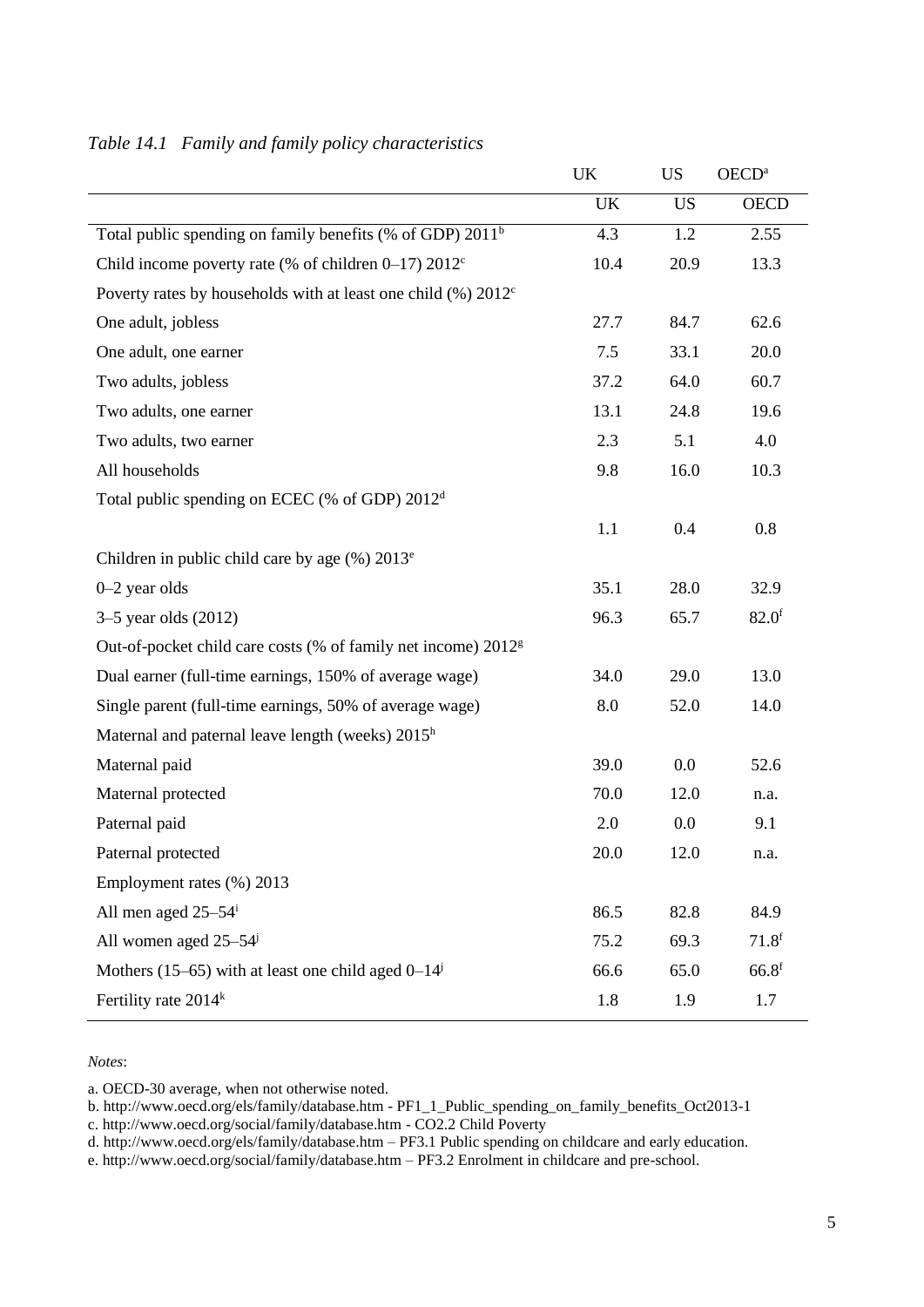*Table 14.1 Family and family policy characteristics*

| | UK | US | OECD[a] |
|---|---|---|---|
| | UK | US | OECD |
| Total public spending on family benefits (% of GDP) 2011[b] | 4.3 | 1.2 | 2.55 |
| Child income poverty rate (% of children 0–17) 2012[c] | 10.4 | 20.9 | 13.3 |
| Poverty rates by households with at least one child (%) 2012[c] | | | |
| One adult, jobless | 27.7 | 84.7 | 62.6 |
| One adult, one earner | 7.5 | 33.1 | 20.0 |
| Two adults, jobless | 37.2 | 64.0 | 60.7 |
| Two adults, one earner | 13.1 | 24.8 | 19.6 |
| Two adults, two earner | 2.3 | 5.1 | 4.0 |
| All households | 9.8 | 16.0 | 10.3 |
| Total public spending on ECEC (% of GDP) 2012[d] | | | |
| | 1.1 | 0.4 | 0.8 |
| Children in public child care by age (%) 2013[e] | | | |
| 0–2 year olds | 35.1 | 28.0 | 32.9 |
| 3–5 year olds (2012) | 96.3 | 65.7 | 82.0[f] |
| Out-of-pocket child care costs (% of family net income) 2012[g] | | | |
| Dual earner (full-time earnings, 150% of average wage) | 34.0 | 29.0 | 13.0 |
| Single parent (full-time earnings, 50% of average wage) | 8.0 | 52.0 | 14.0 |
| Maternal and paternal leave length (weeks) 2015[h] | | | |
| Maternal paid | 39.0 | 0.0 | 52.6 |
| Maternal protected | 70.0 | 12.0 | n.a. |
| Paternal paid | 2.0 | 0.0 | 9.1 |
| Paternal protected | 20.0 | 12.0 | n.a. |
| Employment rates (%) 2013 | | | |
| All men aged 25–54[i] | 86.5 | 82.8 | 84.9 |
| All women aged 25–54[j] | 75.2 | 69.3 | 71.8[f] |
| Mothers (15–65) with at least one child aged 0–14[j] | 66.6 | 65.0 | 66.8[f] |
| Fertility rate 2014[k] | 1.8 | 1.9 | 1.7 |

*Notes*:

a. OECD-30 average, when not otherwise noted.

b. http://www.oecd.org/els/family/database.htm - PF1_1_Public_spending_on_family_benefits_Oct2013-1

c. http://www.oecd.org/social/family/database.htm - CO2.2 Child Poverty

d. http://www.oecd.org/els/family/database.htm – PF3.1 Public spending on childcare and early education.

e. http://www.oecd.org/social/family/database.htm – PF3.2 Enrolment in childcare and pre-school.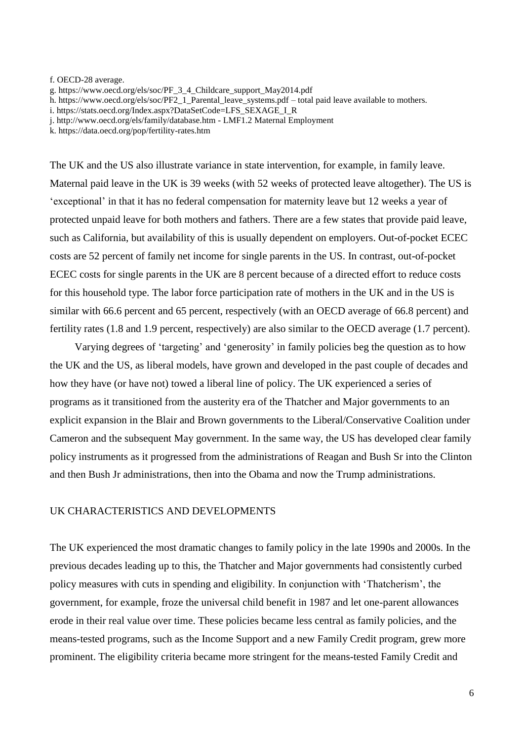f. OECD-28 average.
g. https://www.oecd.org/els/soc/PF_3_4_Childcare_support_May2014.pdf
h. https://www.oecd.org/els/soc/PF2_1_Parental_leave_systems.pdf – total paid leave available to mothers.
i. https://stats.oecd.org/Index.aspx?DataSetCode=LFS_SEXAGE_I_R
j. http://www.oecd.org/els/family/database.htm - LMF1.2 Maternal Employment
k. https://data.oecd.org/pop/fertility-rates.htm

The UK and the US also illustrate variance in state intervention, for example, in family leave. Maternal paid leave in the UK is 39 weeks (with 52 weeks of protected leave altogether). The US is 'exceptional' in that it has no federal compensation for maternity leave but 12 weeks a year of protected unpaid leave for both mothers and fathers. There are a few states that provide paid leave, such as California, but availability of this is usually dependent on employers. Out-of-pocket ECEC costs are 52 percent of family net income for single parents in the US. In contrast, out-of-pocket ECEC costs for single parents in the UK are 8 percent because of a directed effort to reduce costs for this household type. The labor force participation rate of mothers in the UK and in the US is similar with 66.6 percent and 65 percent, respectively (with an OECD average of 66.8 percent) and fertility rates (1.8 and 1.9 percent, respectively) are also similar to the OECD average (1.7 percent).

Varying degrees of 'targeting' and 'generosity' in family policies beg the question as to how the UK and the US, as liberal models, have grown and developed in the past couple of decades and how they have (or have not) towed a liberal line of policy. The UK experienced a series of programs as it transitioned from the austerity era of the Thatcher and Major governments to an explicit expansion in the Blair and Brown governments to the Liberal/Conservative Coalition under Cameron and the subsequent May government. In the same way, the US has developed clear family policy instruments as it progressed from the administrations of Reagan and Bush Sr into the Clinton and then Bush Jr administrations, then into the Obama and now the Trump administrations.

## UK CHARACTERISTICS AND DEVELOPMENTS

The UK experienced the most dramatic changes to family policy in the late 1990s and 2000s. In the previous decades leading up to this, the Thatcher and Major governments had consistently curbed policy measures with cuts in spending and eligibility. In conjunction with 'Thatcherism', the government, for example, froze the universal child benefit in 1987 and let one-parent allowances erode in their real value over time. These policies became less central as family policies, and the means-tested programs, such as the Income Support and a new Family Credit program, grew more prominent. The eligibility criteria became more stringent for the means-tested Family Credit and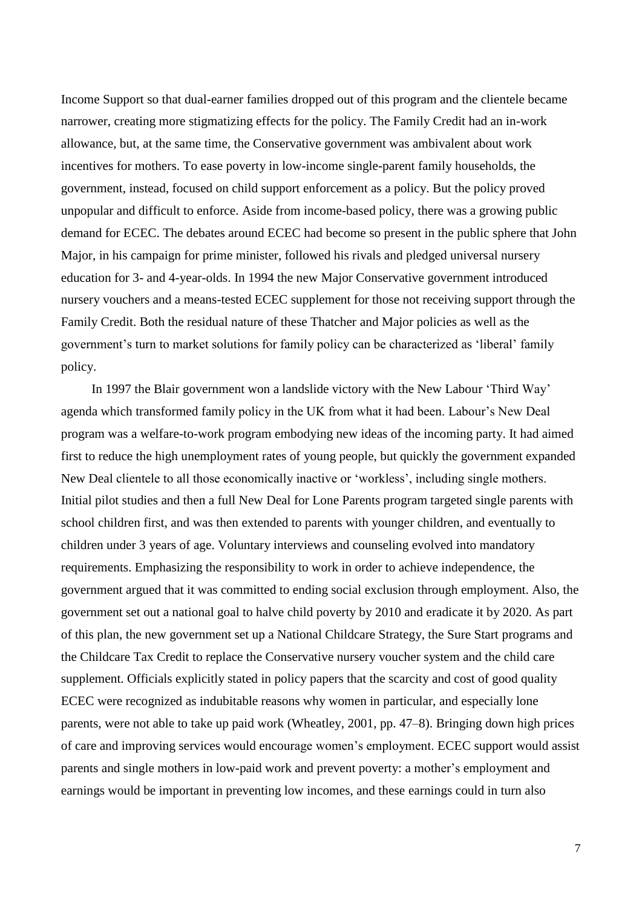Income Support so that dual-earner families dropped out of this program and the clientele became narrower, creating more stigmatizing effects for the policy. The Family Credit had an in-work allowance, but, at the same time, the Conservative government was ambivalent about work incentives for mothers. To ease poverty in low-income single-parent family households, the government, instead, focused on child support enforcement as a policy. But the policy proved unpopular and difficult to enforce. Aside from income-based policy, there was a growing public demand for ECEC. The debates around ECEC had become so present in the public sphere that John Major, in his campaign for prime minister, followed his rivals and pledged universal nursery education for 3- and 4-year-olds. In 1994 the new Major Conservative government introduced nursery vouchers and a means-tested ECEC supplement for those not receiving support through the Family Credit. Both the residual nature of these Thatcher and Major policies as well as the government's turn to market solutions for family policy can be characterized as 'liberal' family policy.

In 1997 the Blair government won a landslide victory with the New Labour 'Third Way' agenda which transformed family policy in the UK from what it had been. Labour's New Deal program was a welfare-to-work program embodying new ideas of the incoming party. It had aimed first to reduce the high unemployment rates of young people, but quickly the government expanded New Deal clientele to all those economically inactive or 'workless', including single mothers. Initial pilot studies and then a full New Deal for Lone Parents program targeted single parents with school children first, and was then extended to parents with younger children, and eventually to children under 3 years of age. Voluntary interviews and counseling evolved into mandatory requirements. Emphasizing the responsibility to work in order to achieve independence, the government argued that it was committed to ending social exclusion through employment. Also, the government set out a national goal to halve child poverty by 2010 and eradicate it by 2020. As part of this plan, the new government set up a National Childcare Strategy, the Sure Start programs and the Childcare Tax Credit to replace the Conservative nursery voucher system and the child care supplement. Officials explicitly stated in policy papers that the scarcity and cost of good quality ECEC were recognized as indubitable reasons why women in particular, and especially lone parents, were not able to take up paid work (Wheatley, 2001, pp. 47–8). Bringing down high prices of care and improving services would encourage women's employment. ECEC support would assist parents and single mothers in low-paid work and prevent poverty: a mother's employment and earnings would be important in preventing low incomes, and these earnings could in turn also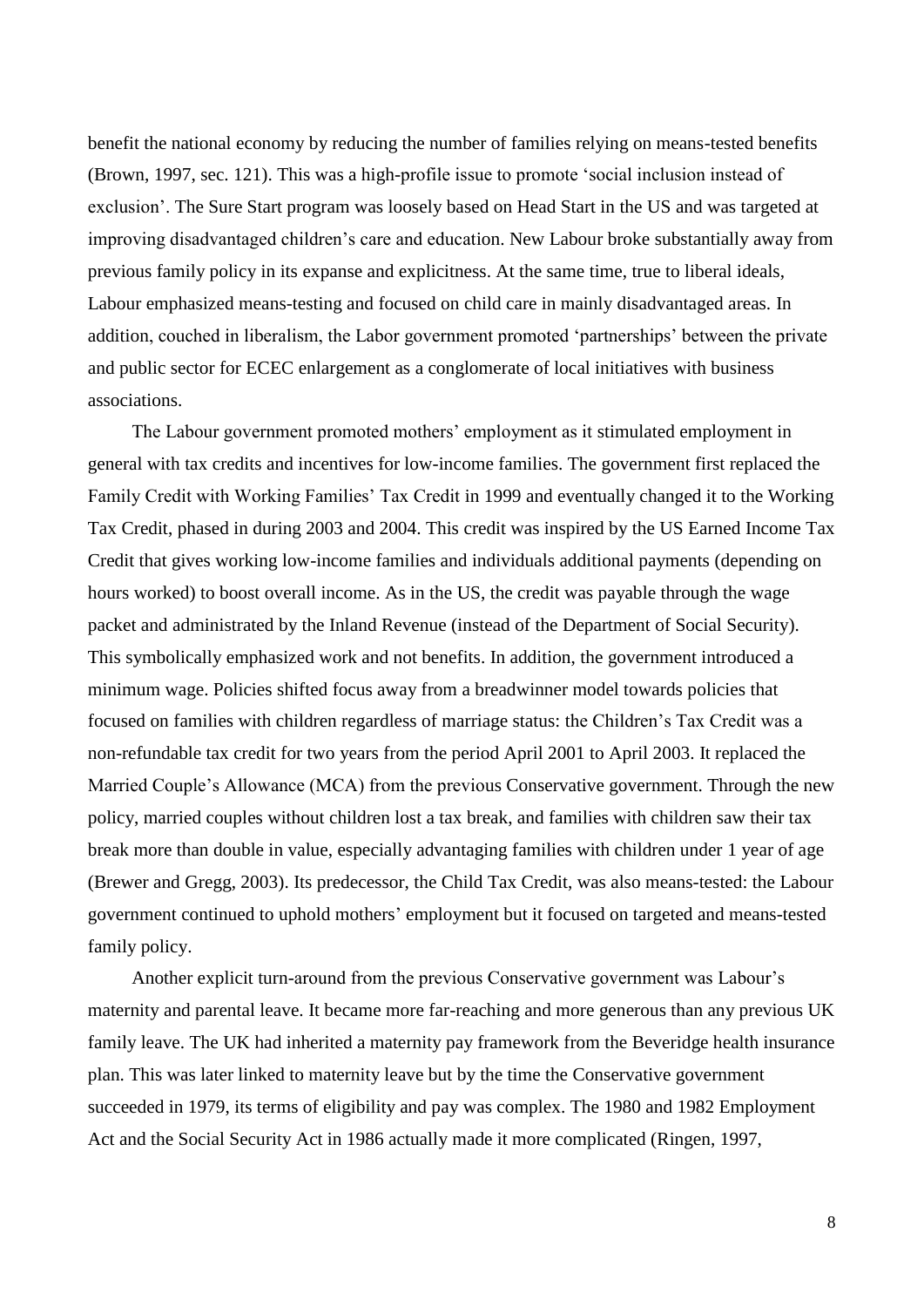benefit the national economy by reducing the number of families relying on means-tested benefits (Brown, 1997, sec. 121). This was a high-profile issue to promote 'social inclusion instead of exclusion'. The Sure Start program was loosely based on Head Start in the US and was targeted at improving disadvantaged children's care and education. New Labour broke substantially away from previous family policy in its expanse and explicitness. At the same time, true to liberal ideals, Labour emphasized means-testing and focused on child care in mainly disadvantaged areas. In addition, couched in liberalism, the Labor government promoted 'partnerships' between the private and public sector for ECEC enlargement as a conglomerate of local initiatives with business associations.

The Labour government promoted mothers' employment as it stimulated employment in general with tax credits and incentives for low-income families. The government first replaced the Family Credit with Working Families' Tax Credit in 1999 and eventually changed it to the Working Tax Credit, phased in during 2003 and 2004. This credit was inspired by the US Earned Income Tax Credit that gives working low-income families and individuals additional payments (depending on hours worked) to boost overall income. As in the US, the credit was payable through the wage packet and administrated by the Inland Revenue (instead of the Department of Social Security). This symbolically emphasized work and not benefits. In addition, the government introduced a minimum wage. Policies shifted focus away from a breadwinner model towards policies that focused on families with children regardless of marriage status: the Children's Tax Credit was a non-refundable tax credit for two years from the period April 2001 to April 2003. It replaced the Married Couple's Allowance (MCA) from the previous Conservative government. Through the new policy, married couples without children lost a tax break, and families with children saw their tax break more than double in value, especially advantaging families with children under 1 year of age (Brewer and Gregg, 2003). Its predecessor, the Child Tax Credit, was also means-tested: the Labour government continued to uphold mothers' employment but it focused on targeted and means-tested family policy.

Another explicit turn-around from the previous Conservative government was Labour's maternity and parental leave. It became more far-reaching and more generous than any previous UK family leave. The UK had inherited a maternity pay framework from the Beveridge health insurance plan. This was later linked to maternity leave but by the time the Conservative government succeeded in 1979, its terms of eligibility and pay was complex. The 1980 and 1982 Employment Act and the Social Security Act in 1986 actually made it more complicated (Ringen, 1997,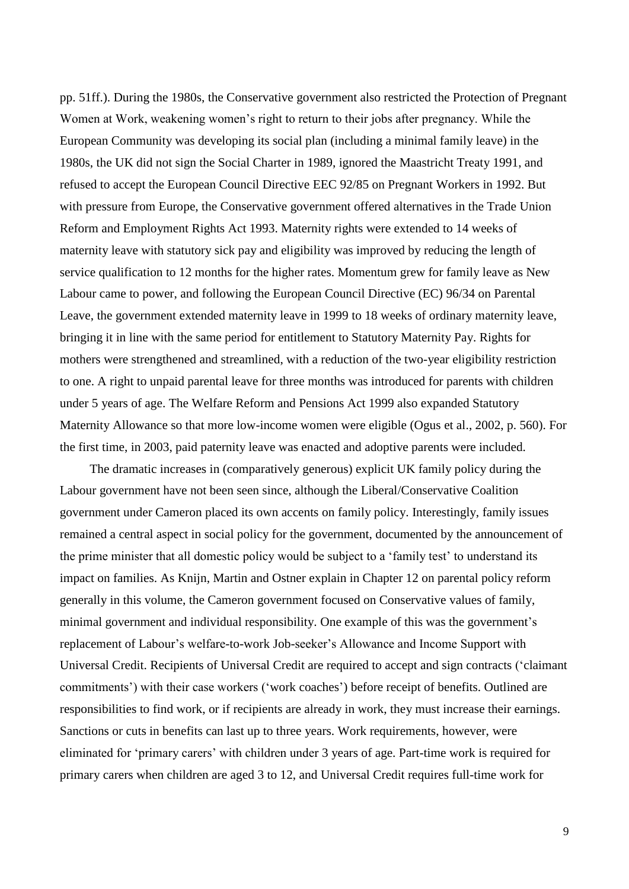pp. 51ff.). During the 1980s, the Conservative government also restricted the Protection of Pregnant Women at Work, weakening women's right to return to their jobs after pregnancy. While the European Community was developing its social plan (including a minimal family leave) in the 1980s, the UK did not sign the Social Charter in 1989, ignored the Maastricht Treaty 1991, and refused to accept the European Council Directive EEC 92/85 on Pregnant Workers in 1992. But with pressure from Europe, the Conservative government offered alternatives in the Trade Union Reform and Employment Rights Act 1993. Maternity rights were extended to 14 weeks of maternity leave with statutory sick pay and eligibility was improved by reducing the length of service qualification to 12 months for the higher rates. Momentum grew for family leave as New Labour came to power, and following the European Council Directive (EC) 96/34 on Parental Leave, the government extended maternity leave in 1999 to 18 weeks of ordinary maternity leave, bringing it in line with the same period for entitlement to Statutory Maternity Pay. Rights for mothers were strengthened and streamlined, with a reduction of the two-year eligibility restriction to one. A right to unpaid parental leave for three months was introduced for parents with children under 5 years of age. The Welfare Reform and Pensions Act 1999 also expanded Statutory Maternity Allowance so that more low-income women were eligible (Ogus et al., 2002, p. 560). For the first time, in 2003, paid paternity leave was enacted and adoptive parents were included.

The dramatic increases in (comparatively generous) explicit UK family policy during the Labour government have not been seen since, although the Liberal/Conservative Coalition government under Cameron placed its own accents on family policy. Interestingly, family issues remained a central aspect in social policy for the government, documented by the announcement of the prime minister that all domestic policy would be subject to a 'family test' to understand its impact on families. As Knijn, Martin and Ostner explain in Chapter 12 on parental policy reform generally in this volume, the Cameron government focused on Conservative values of family, minimal government and individual responsibility. One example of this was the government's replacement of Labour's welfare-to-work Job-seeker's Allowance and Income Support with Universal Credit. Recipients of Universal Credit are required to accept and sign contracts ('claimant commitments') with their case workers ('work coaches') before receipt of benefits. Outlined are responsibilities to find work, or if recipients are already in work, they must increase their earnings. Sanctions or cuts in benefits can last up to three years. Work requirements, however, were eliminated for 'primary carers' with children under 3 years of age. Part-time work is required for primary carers when children are aged 3 to 12, and Universal Credit requires full-time work for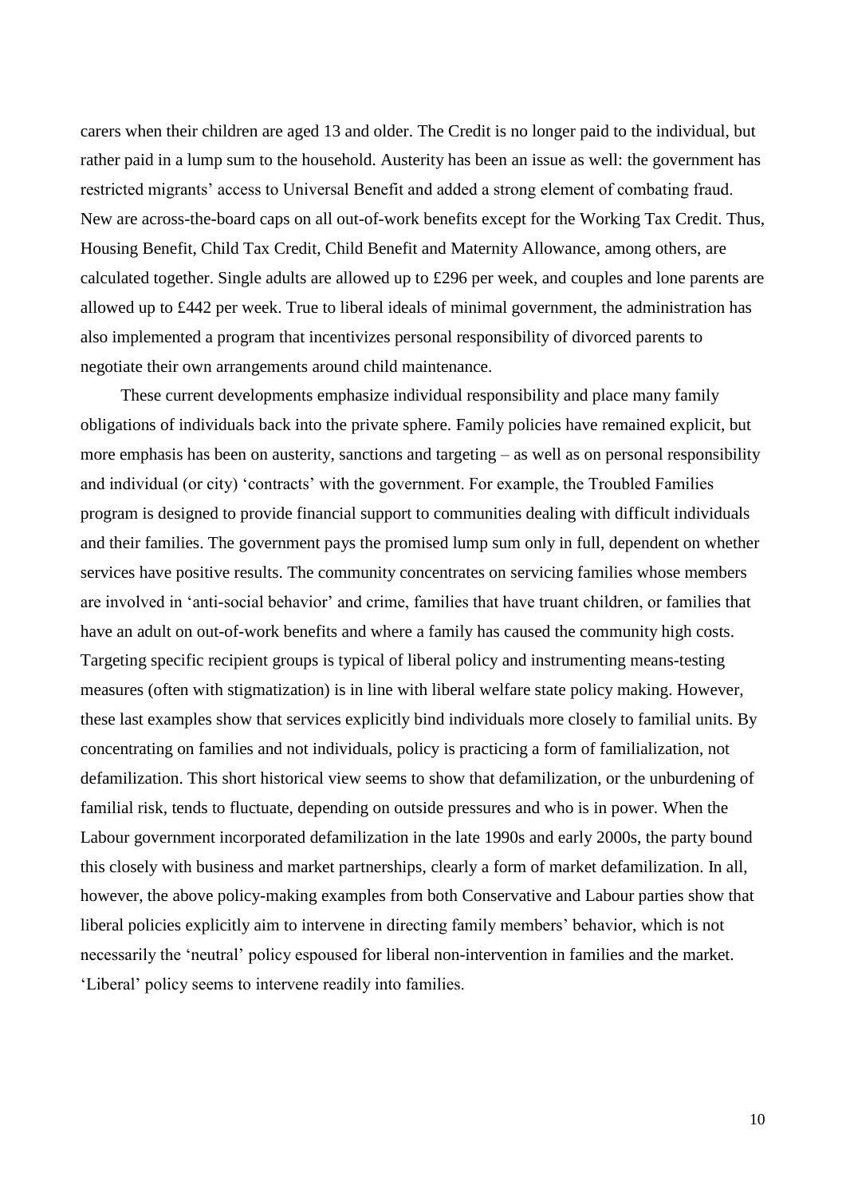carers when their children are aged 13 and older. The Credit is no longer paid to the individual, but rather paid in a lump sum to the household. Austerity has been an issue as well: the government has restricted migrants' access to Universal Benefit and added a strong element of combating fraud. New are across-the-board caps on all out-of-work benefits except for the Working Tax Credit. Thus, Housing Benefit, Child Tax Credit, Child Benefit and Maternity Allowance, among others, are calculated together. Single adults are allowed up to £296 per week, and couples and lone parents are allowed up to £442 per week. True to liberal ideals of minimal government, the administration has also implemented a program that incentivizes personal responsibility of divorced parents to negotiate their own arrangements around child maintenance.

These current developments emphasize individual responsibility and place many family obligations of individuals back into the private sphere. Family policies have remained explicit, but more emphasis has been on austerity, sanctions and targeting – as well as on personal responsibility and individual (or city) 'contracts' with the government. For example, the Troubled Families program is designed to provide financial support to communities dealing with difficult individuals and their families. The government pays the promised lump sum only in full, dependent on whether services have positive results. The community concentrates on servicing families whose members are involved in 'anti-social behavior' and crime, families that have truant children, or families that have an adult on out-of-work benefits and where a family has caused the community high costs. Targeting specific recipient groups is typical of liberal policy and instrumenting means-testing measures (often with stigmatization) is in line with liberal welfare state policy making. However, these last examples show that services explicitly bind individuals more closely to familial units. By concentrating on families and not individuals, policy is practicing a form of familialization, not defamilization. This short historical view seems to show that defamilization, or the unburdening of familial risk, tends to fluctuate, depending on outside pressures and who is in power. When the Labour government incorporated defamilization in the late 1990s and early 2000s, the party bound this closely with business and market partnerships, clearly a form of market defamilization. In all, however, the above policy-making examples from both Conservative and Labour parties show that liberal policies explicitly aim to intervene in directing family members' behavior, which is not necessarily the 'neutral' policy espoused for liberal non-intervention in families and the market. 'Liberal' policy seems to intervene readily into families.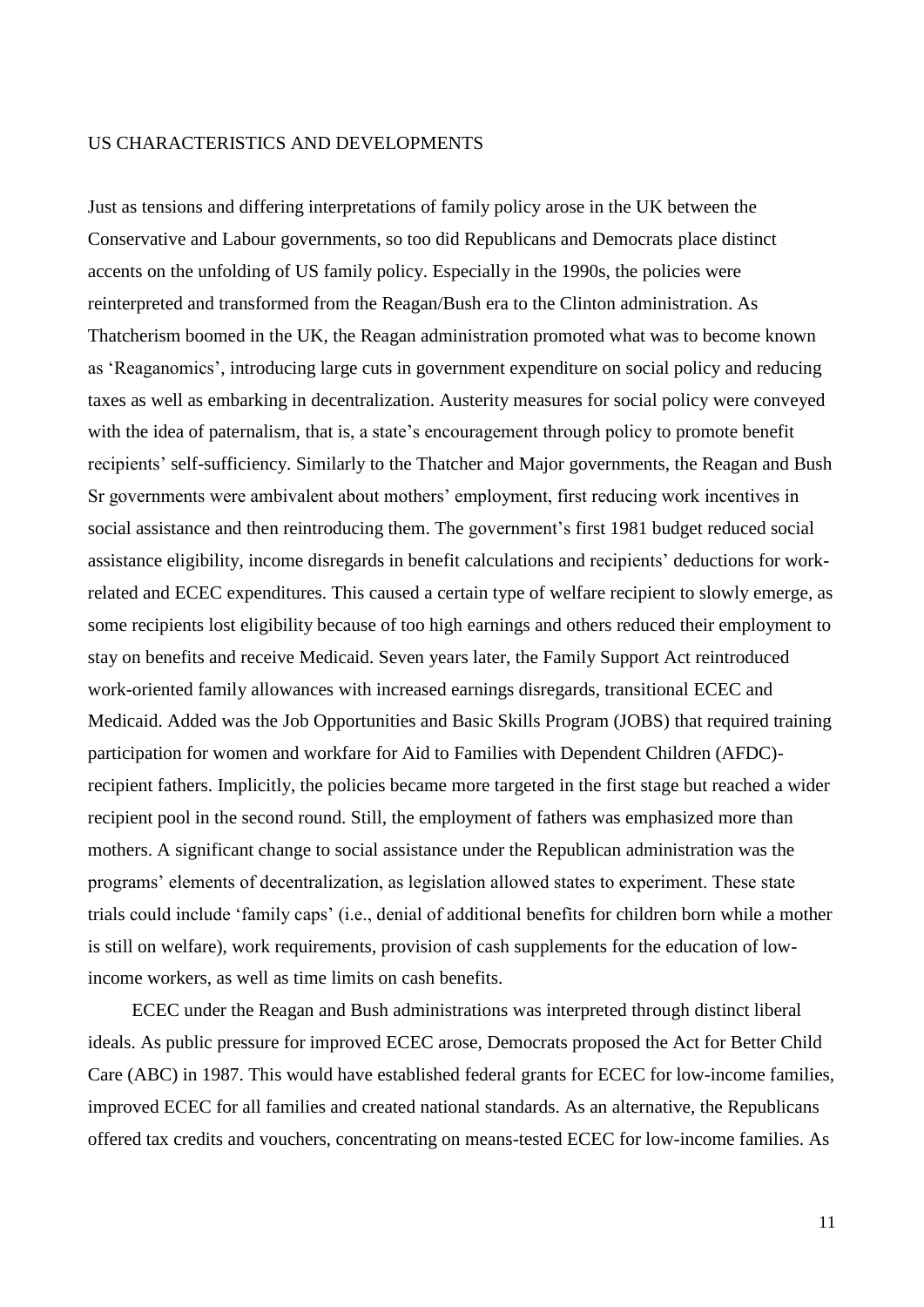## US CHARACTERISTICS AND DEVELOPMENTS

Just as tensions and differing interpretations of family policy arose in the UK between the Conservative and Labour governments, so too did Republicans and Democrats place distinct accents on the unfolding of US family policy. Especially in the 1990s, the policies were reinterpreted and transformed from the Reagan/Bush era to the Clinton administration. As Thatcherism boomed in the UK, the Reagan administration promoted what was to become known as 'Reaganomics', introducing large cuts in government expenditure on social policy and reducing taxes as well as embarking in decentralization. Austerity measures for social policy were conveyed with the idea of paternalism, that is, a state's encouragement through policy to promote benefit recipients' self-sufficiency. Similarly to the Thatcher and Major governments, the Reagan and Bush Sr governments were ambivalent about mothers' employment, first reducing work incentives in social assistance and then reintroducing them. The government's first 1981 budget reduced social assistance eligibility, income disregards in benefit calculations and recipients' deductions for work-related and ECEC expenditures. This caused a certain type of welfare recipient to slowly emerge, as some recipients lost eligibility because of too high earnings and others reduced their employment to stay on benefits and receive Medicaid. Seven years later, the Family Support Act reintroduced work-oriented family allowances with increased earnings disregards, transitional ECEC and Medicaid. Added was the Job Opportunities and Basic Skills Program (JOBS) that required training participation for women and workfare for Aid to Families with Dependent Children (AFDC)-recipient fathers. Implicitly, the policies became more targeted in the first stage but reached a wider recipient pool in the second round. Still, the employment of fathers was emphasized more than mothers. A significant change to social assistance under the Republican administration was the programs' elements of decentralization, as legislation allowed states to experiment. These state trials could include 'family caps' (i.e., denial of additional benefits for children born while a mother is still on welfare), work requirements, provision of cash supplements for the education of low-income workers, as well as time limits on cash benefits.

ECEC under the Reagan and Bush administrations was interpreted through distinct liberal ideals. As public pressure for improved ECEC arose, Democrats proposed the Act for Better Child Care (ABC) in 1987. This would have established federal grants for ECEC for low-income families, improved ECEC for all families and created national standards. As an alternative, the Republicans offered tax credits and vouchers, concentrating on means-tested ECEC for low-income families. As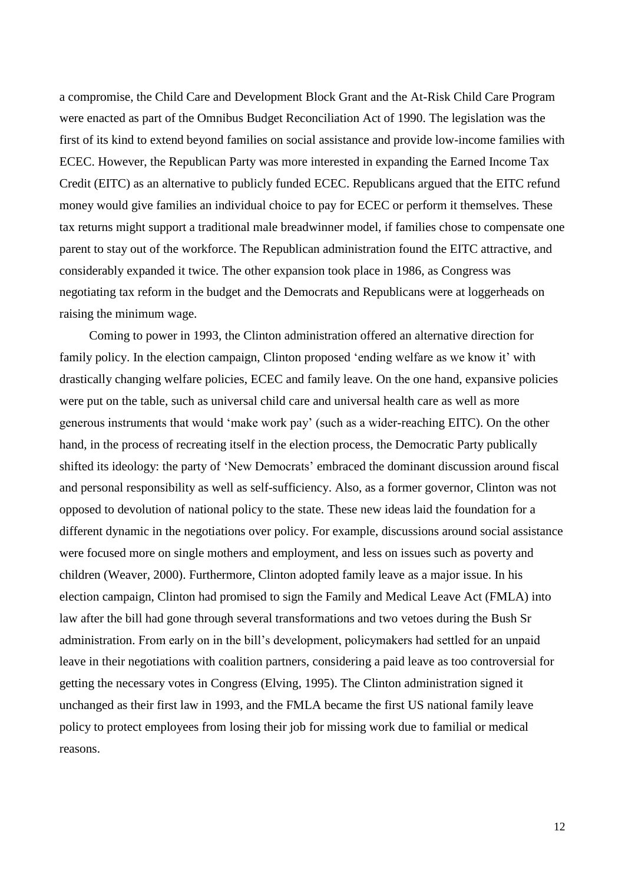a compromise, the Child Care and Development Block Grant and the At-Risk Child Care Program were enacted as part of the Omnibus Budget Reconciliation Act of 1990. The legislation was the first of its kind to extend beyond families on social assistance and provide low-income families with ECEC. However, the Republican Party was more interested in expanding the Earned Income Tax Credit (EITC) as an alternative to publicly funded ECEC. Republicans argued that the EITC refund money would give families an individual choice to pay for ECEC or perform it themselves. These tax returns might support a traditional male breadwinner model, if families chose to compensate one parent to stay out of the workforce. The Republican administration found the EITC attractive, and considerably expanded it twice. The other expansion took place in 1986, as Congress was negotiating tax reform in the budget and the Democrats and Republicans were at loggerheads on raising the minimum wage.

Coming to power in 1993, the Clinton administration offered an alternative direction for family policy. In the election campaign, Clinton proposed 'ending welfare as we know it' with drastically changing welfare policies, ECEC and family leave. On the one hand, expansive policies were put on the table, such as universal child care and universal health care as well as more generous instruments that would 'make work pay' (such as a wider-reaching EITC). On the other hand, in the process of recreating itself in the election process, the Democratic Party publically shifted its ideology: the party of 'New Democrats' embraced the dominant discussion around fiscal and personal responsibility as well as self-sufficiency. Also, as a former governor, Clinton was not opposed to devolution of national policy to the state. These new ideas laid the foundation for a different dynamic in the negotiations over policy. For example, discussions around social assistance were focused more on single mothers and employment, and less on issues such as poverty and children (Weaver, 2000). Furthermore, Clinton adopted family leave as a major issue. In his election campaign, Clinton had promised to sign the Family and Medical Leave Act (FMLA) into law after the bill had gone through several transformations and two vetoes during the Bush Sr administration. From early on in the bill's development, policymakers had settled for an unpaid leave in their negotiations with coalition partners, considering a paid leave as too controversial for getting the necessary votes in Congress (Elving, 1995). The Clinton administration signed it unchanged as their first law in 1993, and the FMLA became the first US national family leave policy to protect employees from losing their job for missing work due to familial or medical reasons.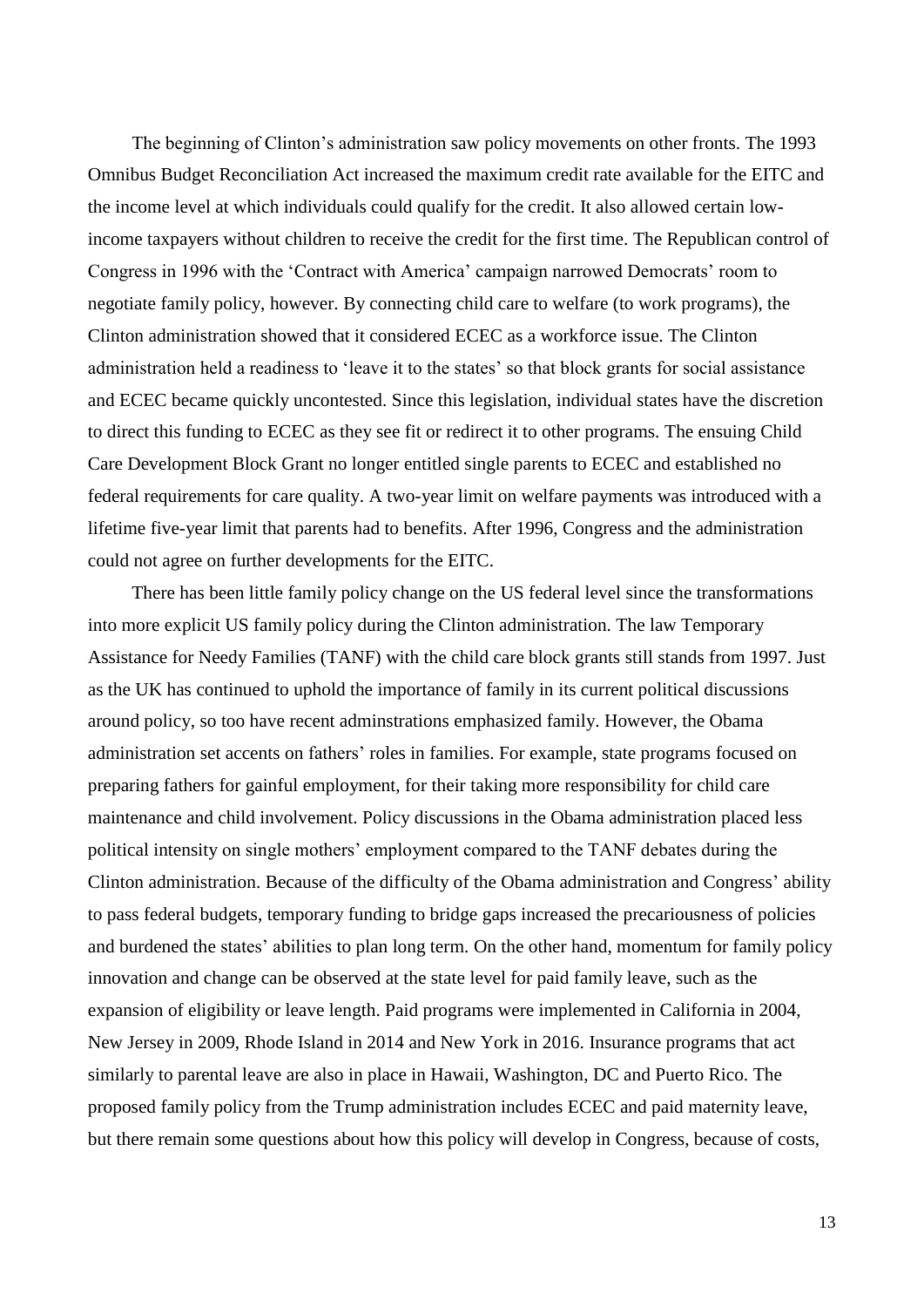The beginning of Clinton's administration saw policy movements on other fronts. The 1993 Omnibus Budget Reconciliation Act increased the maximum credit rate available for the EITC and the income level at which individuals could qualify for the credit. It also allowed certain low-income taxpayers without children to receive the credit for the first time. The Republican control of Congress in 1996 with the 'Contract with America' campaign narrowed Democrats' room to negotiate family policy, however. By connecting child care to welfare (to work programs), the Clinton administration showed that it considered ECEC as a workforce issue. The Clinton administration held a readiness to 'leave it to the states' so that block grants for social assistance and ECEC became quickly uncontested. Since this legislation, individual states have the discretion to direct this funding to ECEC as they see fit or redirect it to other programs. The ensuing Child Care Development Block Grant no longer entitled single parents to ECEC and established no federal requirements for care quality. A two-year limit on welfare payments was introduced with a lifetime five-year limit that parents had to benefits. After 1996, Congress and the administration could not agree on further developments for the EITC.

There has been little family policy change on the US federal level since the transformations into more explicit US family policy during the Clinton administration. The law Temporary Assistance for Needy Families (TANF) with the child care block grants still stands from 1997. Just as the UK has continued to uphold the importance of family in its current political discussions around policy, so too have recent adminstrations emphasized family. However, the Obama administration set accents on fathers' roles in families. For example, state programs focused on preparing fathers for gainful employment, for their taking more responsibility for child care maintenance and child involvement. Policy discussions in the Obama administration placed less political intensity on single mothers' employment compared to the TANF debates during the Clinton administration. Because of the difficulty of the Obama administration and Congress' ability to pass federal budgets, temporary funding to bridge gaps increased the precariousness of policies and burdened the states' abilities to plan long term. On the other hand, momentum for family policy innovation and change can be observed at the state level for paid family leave, such as the expansion of eligibility or leave length. Paid programs were implemented in California in 2004, New Jersey in 2009, Rhode Island in 2014 and New York in 2016. Insurance programs that act similarly to parental leave are also in place in Hawaii, Washington, DC and Puerto Rico. The proposed family policy from the Trump administration includes ECEC and paid maternity leave, but there remain some questions about how this policy will develop in Congress, because of costs,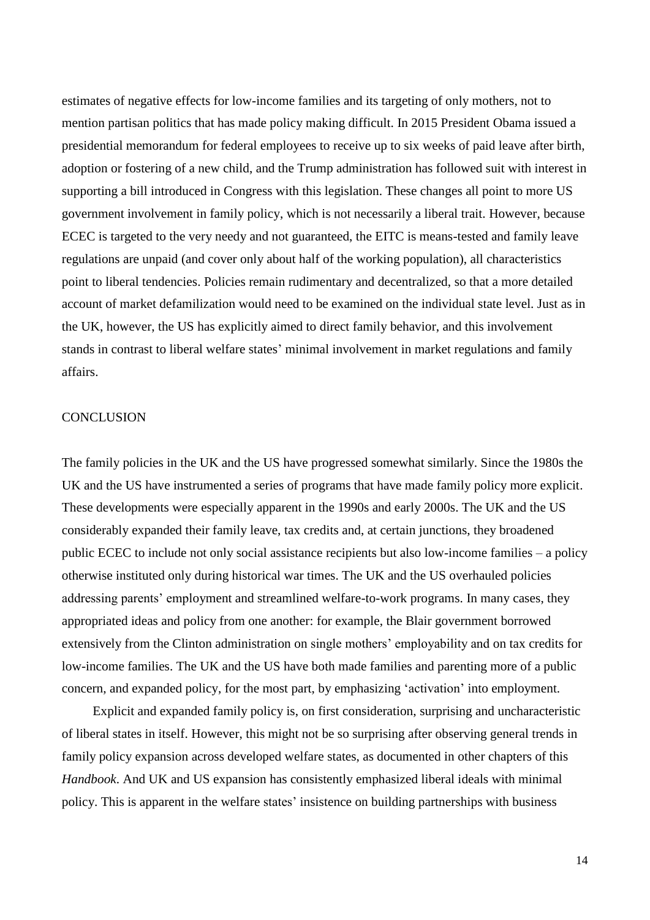estimates of negative effects for low-income families and its targeting of only mothers, not to mention partisan politics that has made policy making difficult. In 2015 President Obama issued a presidential memorandum for federal employees to receive up to six weeks of paid leave after birth, adoption or fostering of a new child, and the Trump administration has followed suit with interest in supporting a bill introduced in Congress with this legislation. These changes all point to more US government involvement in family policy, which is not necessarily a liberal trait. However, because ECEC is targeted to the very needy and not guaranteed, the EITC is means-tested and family leave regulations are unpaid (and cover only about half of the working population), all characteristics point to liberal tendencies. Policies remain rudimentary and decentralized, so that a more detailed account of market defamilization would need to be examined on the individual state level. Just as in the UK, however, the US has explicitly aimed to direct family behavior, and this involvement stands in contrast to liberal welfare states' minimal involvement in market regulations and family affairs.

## CONCLUSION

The family policies in the UK and the US have progressed somewhat similarly. Since the 1980s the UK and the US have instrumented a series of programs that have made family policy more explicit. These developments were especially apparent in the 1990s and early 2000s. The UK and the US considerably expanded their family leave, tax credits and, at certain junctions, they broadened public ECEC to include not only social assistance recipients but also low-income families – a policy otherwise instituted only during historical war times. The UK and the US overhauled policies addressing parents' employment and streamlined welfare-to-work programs. In many cases, they appropriated ideas and policy from one another: for example, the Blair government borrowed extensively from the Clinton administration on single mothers' employability and on tax credits for low-income families. The UK and the US have both made families and parenting more of a public concern, and expanded policy, for the most part, by emphasizing 'activation' into employment.

Explicit and expanded family policy is, on first consideration, surprising and uncharacteristic of liberal states in itself. However, this might not be so surprising after observing general trends in family policy expansion across developed welfare states, as documented in other chapters of this *Handbook*. And UK and US expansion has consistently emphasized liberal ideals with minimal policy. This is apparent in the welfare states' insistence on building partnerships with business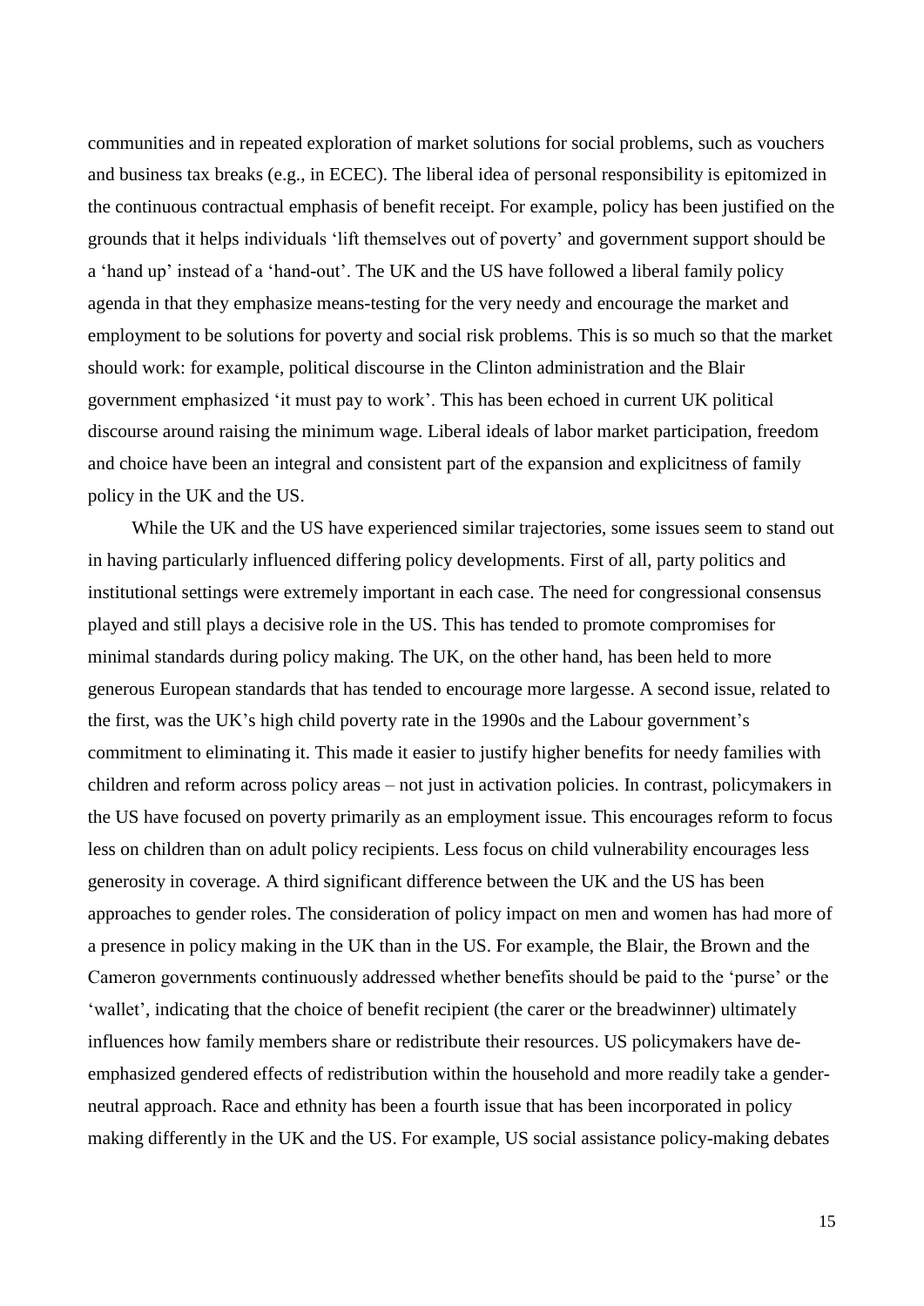communities and in repeated exploration of market solutions for social problems, such as vouchers and business tax breaks (e.g., in ECEC). The liberal idea of personal responsibility is epitomized in the continuous contractual emphasis of benefit receipt. For example, policy has been justified on the grounds that it helps individuals 'lift themselves out of poverty' and government support should be a 'hand up' instead of a 'hand-out'. The UK and the US have followed a liberal family policy agenda in that they emphasize means-testing for the very needy and encourage the market and employment to be solutions for poverty and social risk problems. This is so much so that the market should work: for example, political discourse in the Clinton administration and the Blair government emphasized 'it must pay to work'. This has been echoed in current UK political discourse around raising the minimum wage. Liberal ideals of labor market participation, freedom and choice have been an integral and consistent part of the expansion and explicitness of family policy in the UK and the US.

While the UK and the US have experienced similar trajectories, some issues seem to stand out in having particularly influenced differing policy developments. First of all, party politics and institutional settings were extremely important in each case. The need for congressional consensus played and still plays a decisive role in the US. This has tended to promote compromises for minimal standards during policy making. The UK, on the other hand, has been held to more generous European standards that has tended to encourage more largesse. A second issue, related to the first, was the UK's high child poverty rate in the 1990s and the Labour government's commitment to eliminating it. This made it easier to justify higher benefits for needy families with children and reform across policy areas – not just in activation policies. In contrast, policymakers in the US have focused on poverty primarily as an employment issue. This encourages reform to focus less on children than on adult policy recipients. Less focus on child vulnerability encourages less generosity in coverage. A third significant difference between the UK and the US has been approaches to gender roles. The consideration of policy impact on men and women has had more of a presence in policy making in the UK than in the US. For example, the Blair, the Brown and the Cameron governments continuously addressed whether benefits should be paid to the 'purse' or the 'wallet', indicating that the choice of benefit recipient (the carer or the breadwinner) ultimately influences how family members share or redistribute their resources. US policymakers have de-emphasized gendered effects of redistribution within the household and more readily take a gender-neutral approach. Race and ethnity has been a fourth issue that has been incorporated in policy making differently in the UK and the US. For example, US social assistance policy-making debates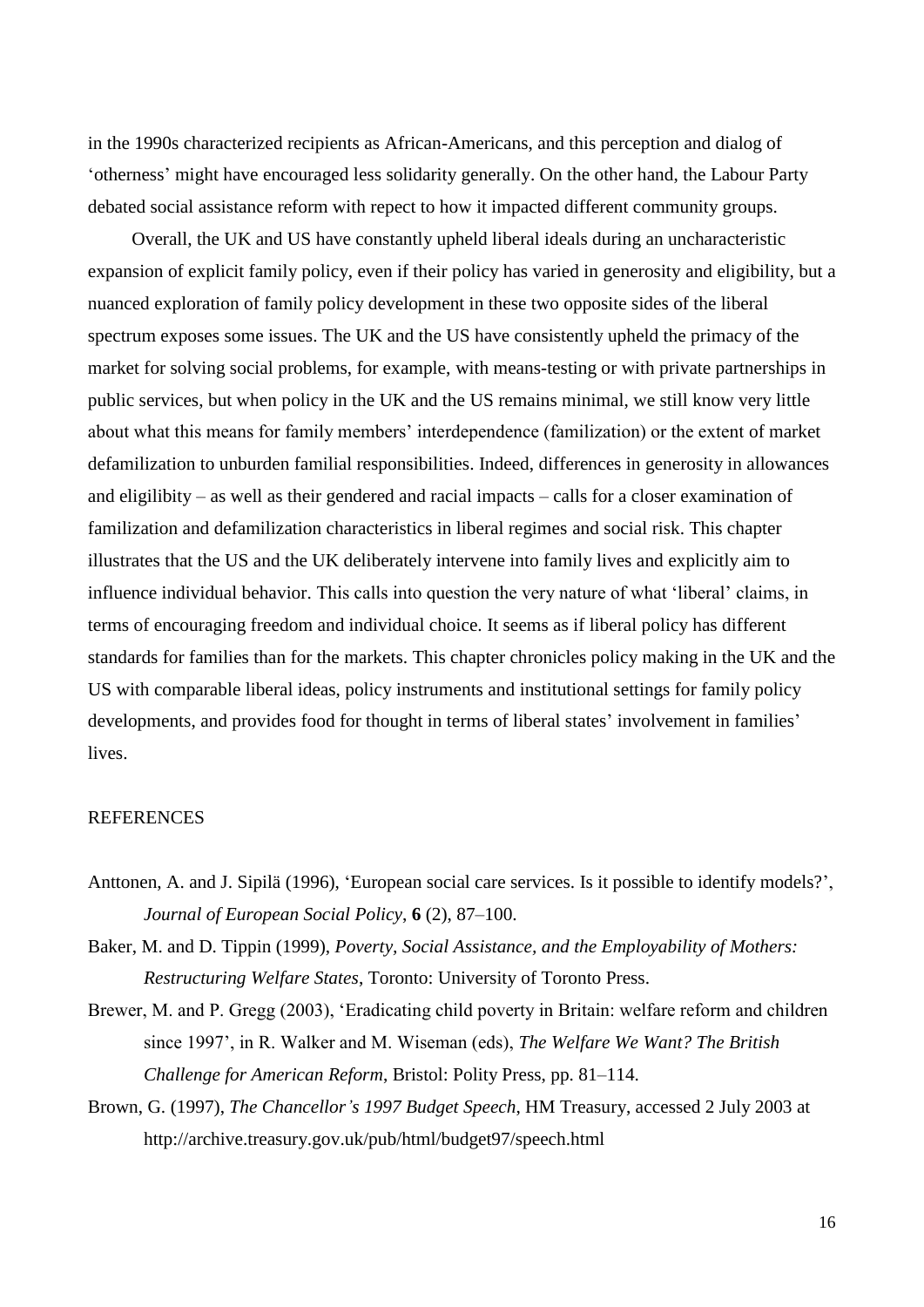in the 1990s characterized recipients as African-Americans, and this perception and dialog of 'otherness' might have encouraged less solidarity generally. On the other hand, the Labour Party debated social assistance reform with repect to how it impacted different community groups.

Overall, the UK and US have constantly upheld liberal ideals during an uncharacteristic expansion of explicit family policy, even if their policy has varied in generosity and eligibility, but a nuanced exploration of family policy development in these two opposite sides of the liberal spectrum exposes some issues. The UK and the US have consistently upheld the primacy of the market for solving social problems, for example, with means-testing or with private partnerships in public services, but when policy in the UK and the US remains minimal, we still know very little about what this means for family members' interdependence (familization) or the extent of market defamilization to unburden familial responsibilities. Indeed, differences in generosity in allowances and eligilibity – as well as their gendered and racial impacts – calls for a closer examination of familization and defamilization characteristics in liberal regimes and social risk. This chapter illustrates that the US and the UK deliberately intervene into family lives and explicitly aim to influence individual behavior. This calls into question the very nature of what 'liberal' claims, in terms of encouraging freedom and individual choice. It seems as if liberal policy has different standards for families than for the markets. This chapter chronicles policy making in the UK and the US with comparable liberal ideas, policy instruments and institutional settings for family policy developments, and provides food for thought in terms of liberal states' involvement in families' lives.

REFERENCES

Anttonen, A. and J. Sipilä (1996), 'European social care services. Is it possible to identify models?', *Journal of European Social Policy*, **6** (2), 87–100.

Baker, M. and D. Tippin (1999), *Poverty, Social Assistance, and the Employability of Mothers: Restructuring Welfare States*, Toronto: University of Toronto Press.

Brewer, M. and P. Gregg (2003), 'Eradicating child poverty in Britain: welfare reform and children since 1997', in R. Walker and M. Wiseman (eds), *The Welfare We Want? The British Challenge for American Reform*, Bristol: Polity Press, pp. 81–114.

Brown, G. (1997), *The Chancellor's 1997 Budget Speech*, HM Treasury, accessed 2 July 2003 at http://archive.treasury.gov.uk/pub/html/budget97/speech.html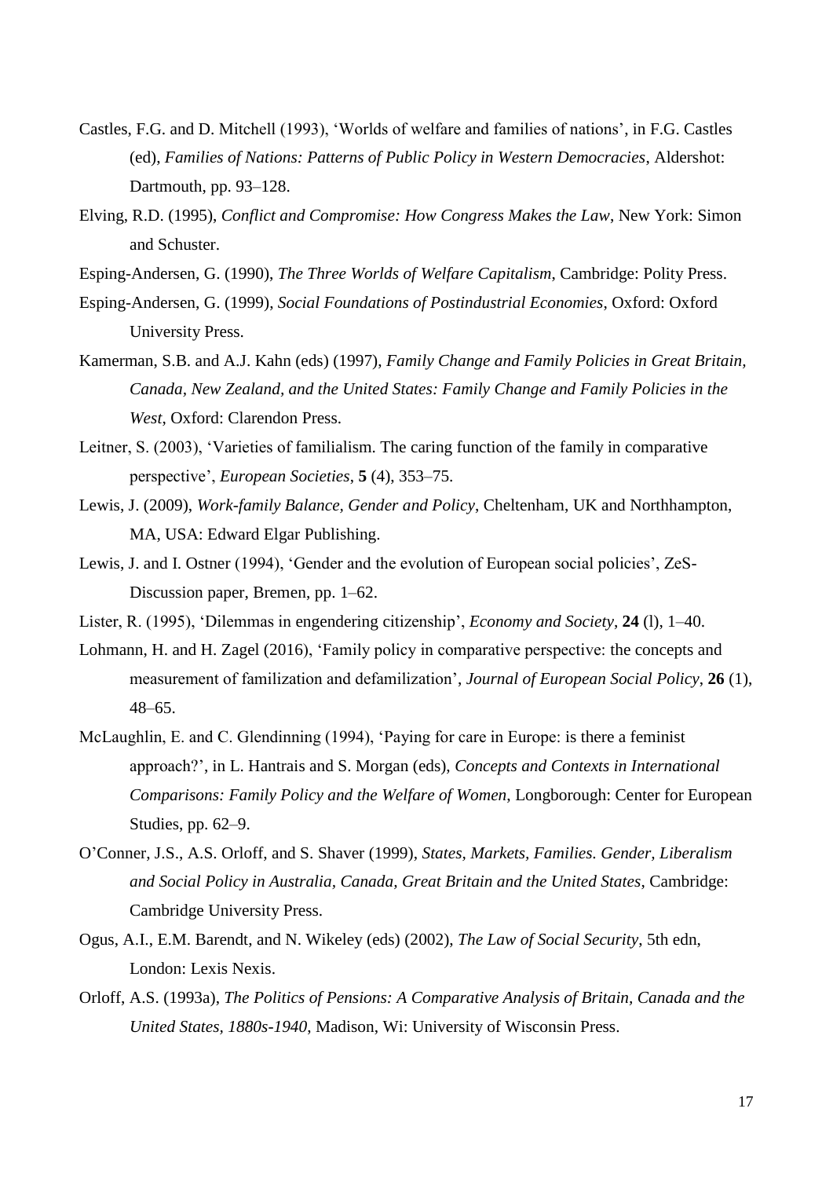Castles, F.G. and D. Mitchell (1993), 'Worlds of welfare and families of nations', in F.G. Castles (ed), *Families of Nations: Patterns of Public Policy in Western Democracies*, Aldershot: Dartmouth, pp. 93–128.

Elving, R.D. (1995), *Conflict and Compromise: How Congress Makes the Law*, New York: Simon and Schuster.

Esping-Andersen, G. (1990), *The Three Worlds of Welfare Capitalism*, Cambridge: Polity Press.

Esping-Andersen, G. (1999), *Social Foundations of Postindustrial Economies*, Oxford: Oxford University Press.

Kamerman, S.B. and A.J. Kahn (eds) (1997), *Family Change and Family Policies in Great Britain, Canada, New Zealand, and the United States: Family Change and Family Policies in the West*, Oxford: Clarendon Press.

Leitner, S. (2003), 'Varieties of familialism. The caring function of the family in comparative perspective', *European Societies*, **5** (4), 353–75.

Lewis, J. (2009), *Work-family Balance, Gender and Policy*, Cheltenham, UK and Northhampton, MA, USA: Edward Elgar Publishing.

Lewis, J. and I. Ostner (1994), 'Gender and the evolution of European social policies', ZeS-Discussion paper, Bremen, pp. 1–62.

Lister, R. (1995), 'Dilemmas in engendering citizenship', *Economy and Society*, **24** (l), 1–40.

Lohmann, H. and H. Zagel (2016), 'Family policy in comparative perspective: the concepts and measurement of familization and defamilization', *Journal of European Social Policy*, **26** (1), 48–65.

McLaughlin, E. and C. Glendinning (1994), 'Paying for care in Europe: is there a feminist approach?', in L. Hantrais and S. Morgan (eds), *Concepts and Contexts in International Comparisons: Family Policy and the Welfare of Women*, Longborough: Center for European Studies, pp. 62–9.

O'Conner, J.S., A.S. Orloff, and S. Shaver (1999), *States, Markets, Families. Gender, Liberalism and Social Policy in Australia, Canada, Great Britain and the United States*, Cambridge: Cambridge University Press.

Ogus, A.I., E.M. Barendt, and N. Wikeley (eds) (2002), *The Law of Social Security*, 5th edn, London: Lexis Nexis.

Orloff, A.S. (1993a), *The Politics of Pensions: A Comparative Analysis of Britain, Canada and the United States, 1880s-1940*, Madison, Wi: University of Wisconsin Press.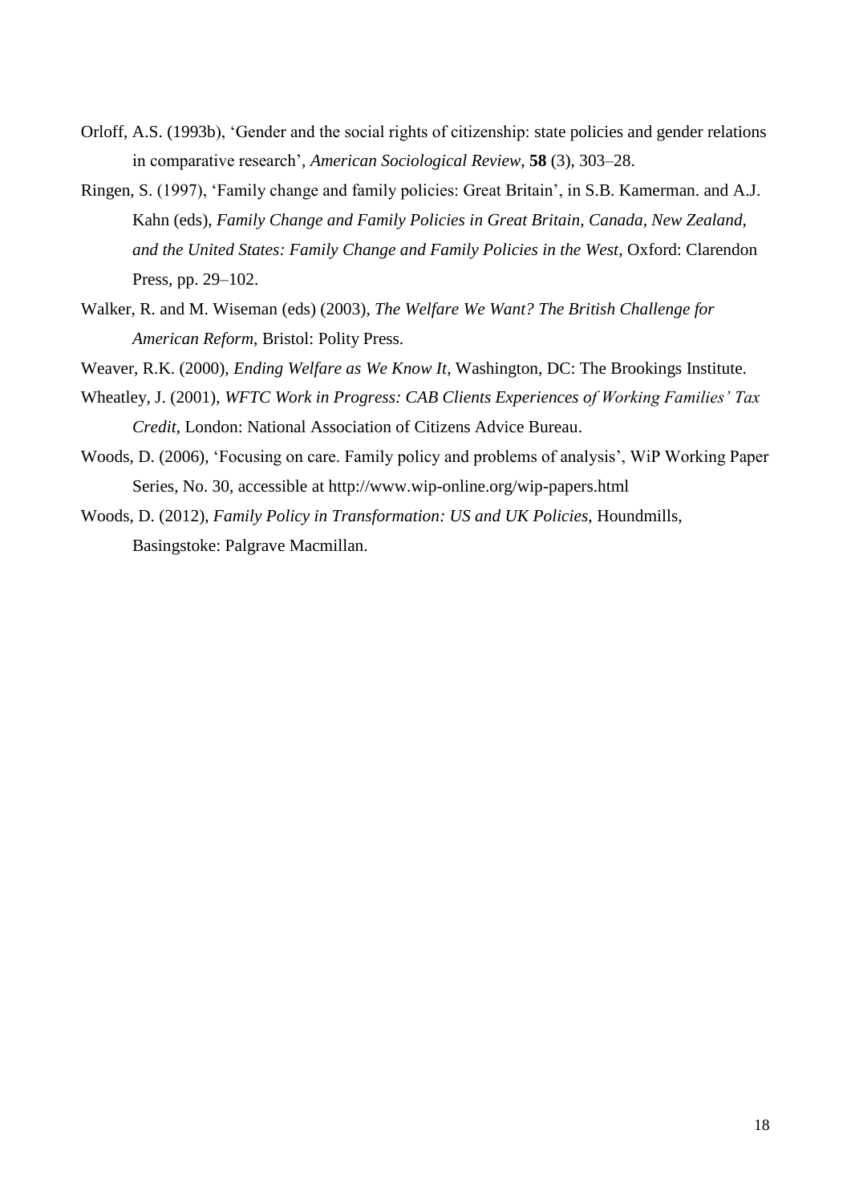Orloff, A.S. (1993b), 'Gender and the social rights of citizenship: state policies and gender relations in comparative research', *American Sociological Review*, **58** (3), 303–28.

Ringen, S. (1997), 'Family change and family policies: Great Britain', in S.B. Kamerman. and A.J. Kahn (eds), *Family Change and Family Policies in Great Britain, Canada, New Zealand, and the United States: Family Change and Family Policies in the West*, Oxford: Clarendon Press, pp. 29–102.

Walker, R. and M. Wiseman (eds) (2003), *The Welfare We Want? The British Challenge for American Reform*, Bristol: Polity Press.

Weaver, R.K. (2000), *Ending Welfare as We Know It*, Washington, DC: The Brookings Institute.

Wheatley, J. (2001), *WFTC Work in Progress: CAB Clients Experiences of Working Families' Tax Credit*, London: National Association of Citizens Advice Bureau.

Woods, D. (2006), 'Focusing on care. Family policy and problems of analysis', WiP Working Paper Series, No. 30, accessible at http://www.wip-online.org/wip-papers.html

Woods, D. (2012), *Family Policy in Transformation: US and UK Policies*, Houndmills, Basingstoke: Palgrave Macmillan.